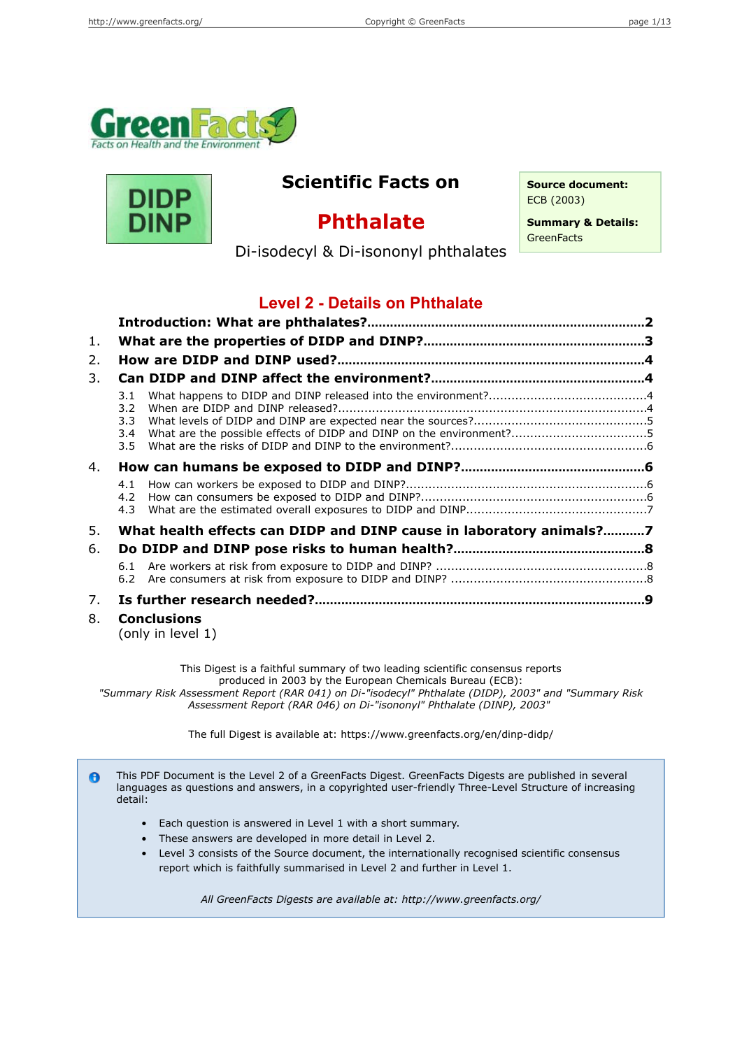GreenFacts

Facts on Health and the Environment

DIDP
DINP

# Scientific Facts on

# Phthalate

Di-isodecyl & Di-isononyl phthalates

**Source document:**
ECB (2003)

**Summary & Details:**
GreenFacts

## Level 2 - Details on Phthalate

**Introduction: What are phthalates?**........................................**2**

1. **What are the properties of DIDP and DINP?**..............................**3**
2. **How are DIDP and DINP used?**................................................**4**
3. **Can DIDP and DINP affect the environment?**..............................**4**
   - 3.1 What happens to DIDP and DINP released into the environment?..........4
   - 3.2 When are DIDP and DINP released?..............................................4
   - 3.3 What levels of DIDP and DINP are expected near the sources?..........5
   - 3.4 What are the possible effects of DIDP and DINP on the environment?....5
   - 3.5 What are the risks of DIDP and DINP to the environment?..................6
4. **How can humans be exposed to DIDP and DINP?**..............................**6**
   - 4.1 How can workers be exposed to DIDP and DINP?...............................6
   - 4.2 How can consumers be exposed to DIDP and DINP?...........................6
   - 4.3 What are the estimated overall exposures to DIDP and DINP................7
5. **What health effects can DIDP and DINP cause in laboratory animals?**..........**7**
6. **Do DIDP and DINP pose risks to human health?**..............................**8**
   - 6.1 Are workers at risk from exposure to DIDP and DINP? ........................8
   - 6.2 Are consumers at risk from exposure to DIDP and DINP? ....................8
7. **Is further research needed?**....................................................**9**
8. **Conclusions**
   (only in level 1)

This Digest is a faithful summary of two leading scientific consensus reports produced in 2003 by the European Chemicals Bureau (ECB): *"Summary Risk Assessment Report (RAR 041) on Di-"isodecyl" Phthalate (DIDP), 2003" and "Summary Risk Assessment Report (RAR 046) on Di-"isononyl" Phthalate (DINP), 2003"*

The full Digest is available at: https://www.greenfacts.org/en/dinp-didp/

This PDF Document is the Level 2 of a GreenFacts Digest. GreenFacts Digests are published in several languages as questions and answers, in a copyrighted user-friendly Three-Level Structure of increasing detail:

- Each question is answered in Level 1 with a short summary.
- These answers are developed in more detail in Level 2.
- Level 3 consists of the Source document, the internationally recognised scientific consensus report which is faithfully summarised in Level 2 and further in Level 1.

*All GreenFacts Digests are available at: http://www.greenfacts.org/*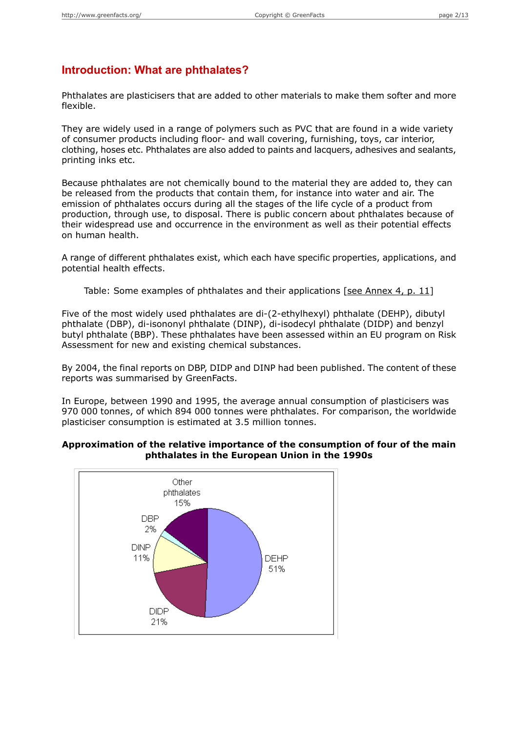## Introduction: What are phthalates?

Phthalates are plasticisers that are added to other materials to make them softer and more flexible.

They are widely used in a range of polymers such as PVC that are found in a wide variety of consumer products including floor- and wall covering, furnishing, toys, car interior, clothing, hoses etc. Phthalates are also added to paints and lacquers, adhesives and sealants, printing inks etc.

Because phthalates are not chemically bound to the material they are added to, they can be released from the products that contain them, for instance into water and air. The emission of phthalates occurs during all the stages of the life cycle of a product from production, through use, to disposal. There is public concern about phthalates because of their widespread use and occurrence in the environment as well as their potential effects on human health.

A range of different phthalates exist, which each have specific properties, applications, and potential health effects.

Table: Some examples of phthalates and their applications [see Annex 4, p. 11]

Five of the most widely used phthalates are di-(2-ethylhexyl) phthalate (DEHP), dibutyl phthalate (DBP), di-isononyl phthalate (DINP), di-isodecyl phthalate (DIDP) and benzyl butyl phthalate (BBP). These phthalates have been assessed within an EU program on Risk Assessment for new and existing chemical substances.

By 2004, the final reports on DBP, DIDP and DINP had been published. The content of these reports was summarised by GreenFacts.

In Europe, between 1990 and 1995, the average annual consumption of plasticisers was 970 000 tonnes, of which 894 000 tonnes were phthalates. For comparison, the worldwide plasticiser consumption is estimated at 3.5 million tonnes.

**Approximation of the relative importance of the consumption of four of the main phthalates in the European Union in the 1990s**

| Phthalate | Share |
|---|---|
| DEHP | 51% |
| DIDP | 21% |
| DINP | 11% |
| DBP | 2% |
| Other phthalates | 15% |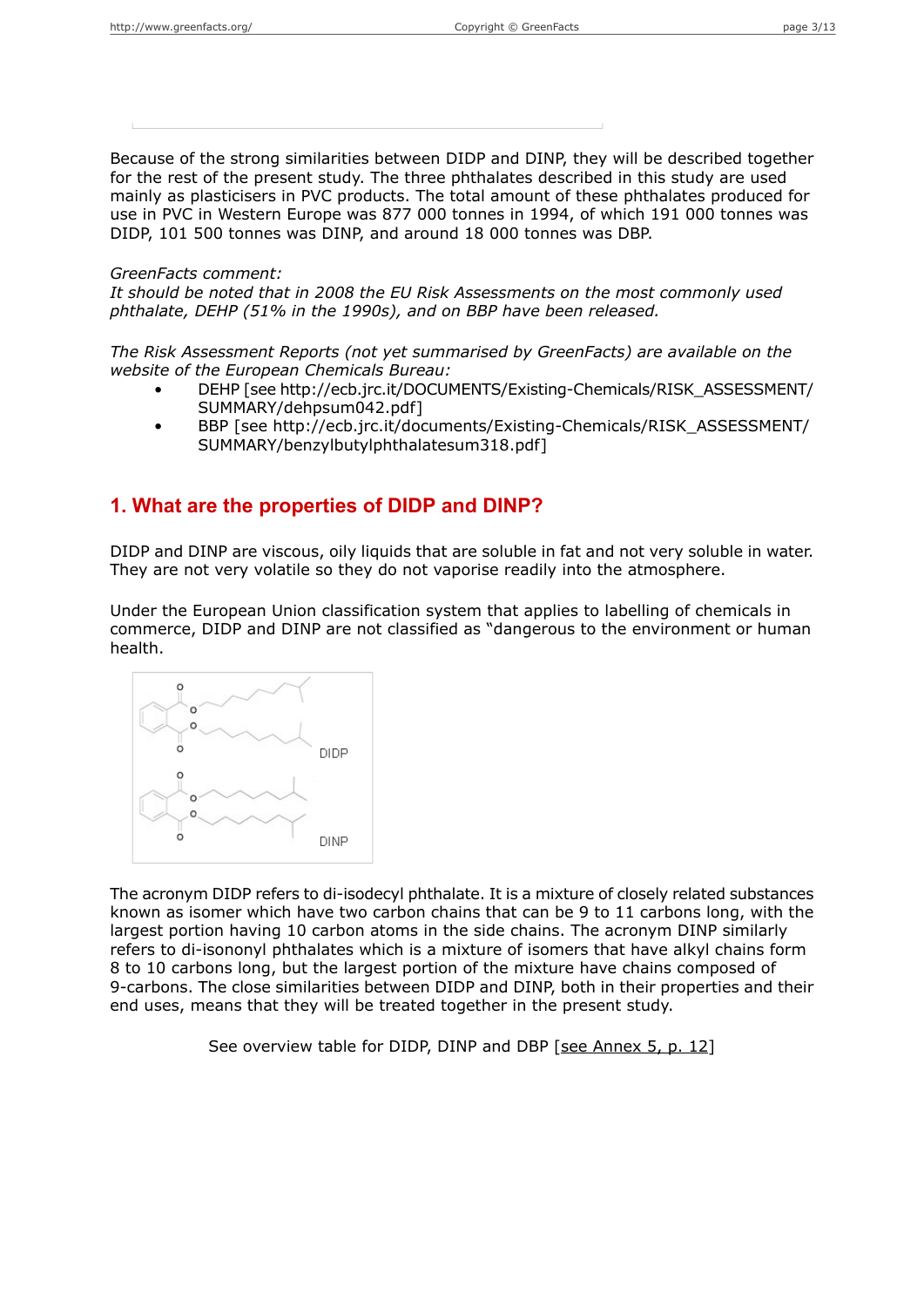Because of the strong similarities between DIDP and DINP, they will be described together for the rest of the present study. The three phthalates described in this study are used mainly as plasticisers in PVC products. The total amount of these phthalates produced for use in PVC in Western Europe was 877 000 tonnes in 1994, of which 191 000 tonnes was DIDP, 101 500 tonnes was DINP, and around 18 000 tonnes was DBP.

*GreenFacts comment:*
*It should be noted that in 2008 the EU Risk Assessments on the most commonly used phthalate, DEHP (51% in the 1990s), and on BBP have been released.*

*The Risk Assessment Reports (not yet summarised by GreenFacts) are available on the website of the European Chemicals Bureau:*

- DEHP [see http://ecb.jrc.it/DOCUMENTS/Existing-Chemicals/RISK_ASSESSMENT/SUMMARY/dehpsum042.pdf]
- BBP [see http://ecb.jrc.it/documents/Existing-Chemicals/RISK_ASSESSMENT/SUMMARY/benzylbutylphthalatesum318.pdf]

## 1. What are the properties of DIDP and DINP?

DIDP and DINP are viscous, oily liquids that are soluble in fat and not very soluble in water. They are not very volatile so they do not vaporise readily into the atmosphere.

Under the European Union classification system that applies to labelling of chemicals in commerce, DIDP and DINP are not classified as "dangerous to the environment or human health.

DIDP

DINP

The acronym DIDP refers to di-isodecyl phthalate. It is a mixture of closely related substances known as isomer which have two carbon chains that can be 9 to 11 carbons long, with the largest portion having 10 carbon atoms in the side chains. The acronym DINP similarly refers to di-isononyl phthalates which is a mixture of isomers that have alkyl chains form 8 to 10 carbons long, but the largest portion of the mixture have chains composed of 9-carbons. The close similarities between DIDP and DINP, both in their properties and their end uses, means that they will be treated together in the present study.

See overview table for DIDP, DINP and DBP [see Annex 5, p. 12]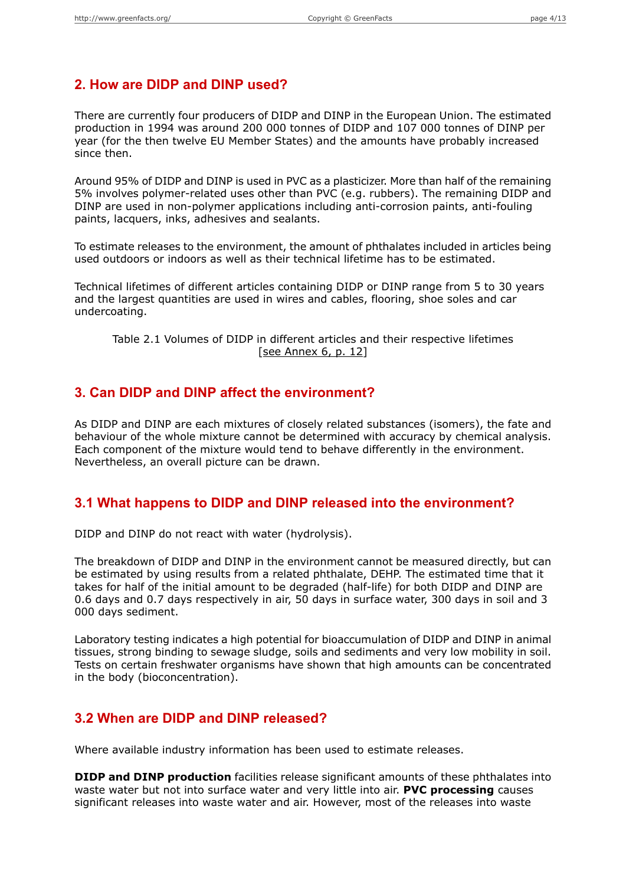## 2. How are DIDP and DINP used?

There are currently four producers of DIDP and DINP in the European Union. The estimated production in 1994 was around 200 000 tonnes of DIDP and 107 000 tonnes of DINP per year (for the then twelve EU Member States) and the amounts have probably increased since then.

Around 95% of DIDP and DINP is used in PVC as a plasticizer. More than half of the remaining 5% involves polymer-related uses other than PVC (e.g. rubbers). The remaining DIDP and DINP are used in non-polymer applications including anti-corrosion paints, anti-fouling paints, lacquers, inks, adhesives and sealants.

To estimate releases to the environment, the amount of phthalates included in articles being used outdoors or indoors as well as their technical lifetime has to be estimated.

Technical lifetimes of different articles containing DIDP or DINP range from 5 to 30 years and the largest quantities are used in wires and cables, flooring, shoe soles and car undercoating.

Table 2.1 Volumes of DIDP in different articles and their respective lifetimes
[see Annex 6, p. 12]

## 3. Can DIDP and DINP affect the environment?

As DIDP and DINP are each mixtures of closely related substances (isomers), the fate and behaviour of the whole mixture cannot be determined with accuracy by chemical analysis. Each component of the mixture would tend to behave differently in the environment. Nevertheless, an overall picture can be drawn.

### 3.1 What happens to DIDP and DINP released into the environment?

DIDP and DINP do not react with water (hydrolysis).

The breakdown of DIDP and DINP in the environment cannot be measured directly, but can be estimated by using results from a related phthalate, DEHP. The estimated time that it takes for half of the initial amount to be degraded (half-life) for both DIDP and DINP are 0.6 days and 0.7 days respectively in air, 50 days in surface water, 300 days in soil and 3 000 days sediment.

Laboratory testing indicates a high potential for bioaccumulation of DIDP and DINP in animal tissues, strong binding to sewage sludge, soils and sediments and very low mobility in soil. Tests on certain freshwater organisms have shown that high amounts can be concentrated in the body (bioconcentration).

### 3.2 When are DIDP and DINP released?

Where available industry information has been used to estimate releases.

**DIDP and DINP production** facilities release significant amounts of these phthalates into waste water but not into surface water and very little into air. **PVC processing** causes significant releases into waste water and air. However, most of the releases into waste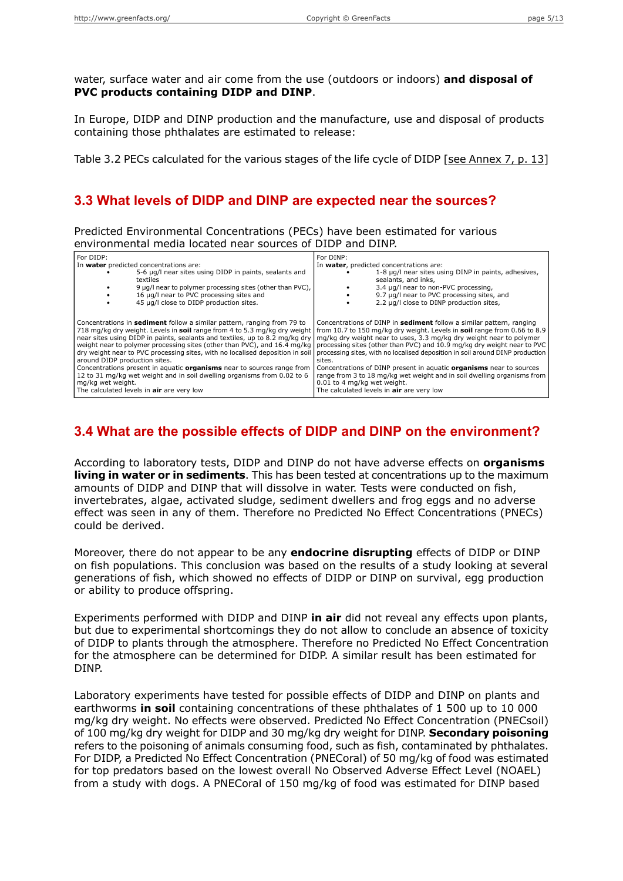water, surface water and air come from the use (outdoors or indoors) **and disposal of PVC products containing DIDP and DINP**.

In Europe, DIDP and DINP production and the manufacture, use and disposal of products containing those phthalates are estimated to release:

Table 3.2 PECs calculated for the various stages of the life cycle of DIDP [see Annex 7, p. 13]

## 3.3 What levels of DIDP and DINP are expected near the sources?

Predicted Environmental Concentrations (PECs) have been estimated for various environmental media located near sources of DIDP and DINP.

| For DIDP: | For DINP: |
|---|---|
| In **water** predicted concentrations are:<br>• 5-6 µg/l near sites using DIDP in paints, sealants and textiles<br>• 9 µg/l near to polymer processing sites (other than PVC),<br>• 16 µg/l near to PVC processing sites and<br>• 45 µg/l close to DIDP production sites. | In **water**, predicted concentrations are:<br>• 1-8 µg/l near sites using DINP in paints, adhesives, sealants, and inks,<br>• 3.4 µg/l near to non-PVC processing,<br>• 9.7 µg/l near to PVC processing sites, and<br>• 2.2 µg/l close to DINP production sites, |
| Concentrations in **sediment** follow a similar pattern, ranging from 79 to 718 mg/kg dry weight. Levels in **soil** range from 4 to 5.3 mg/kg dry weight near sites using DIDP in paints, sealants and textiles, up to 8.2 mg/kg dry weight near to polymer processing sites (other than PVC), and 16.4 mg/kg dry weight near to PVC processing sites, with no localised deposition in soil around DIDP production sites.<br>Concentrations present in aquatic **organisms** near to sources range from 12 to 31 mg/kg wet weight and in soil dwelling organisms from 0.02 to 6 mg/kg wet weight.<br>The calculated levels in **air** are very low | Concentrations of DINP in **sediment** follow a similar pattern, ranging from 10.7 to 150 mg/kg dry weight. Levels in **soil** range from 0.66 to 8.9 mg/kg dry weight near to uses, 3.3 mg/kg dry weight near to polymer processing sites (other than PVC) and 10.9 mg/kg dry weight near to PVC processing sites, with no localised deposition in soil around DINP production sites.<br>Concentrations of DINP present in aquatic **organisms** near to sources range from 3 to 18 mg/kg wet weight and in soil dwelling organisms from 0.01 to 4 mg/kg wet weight.<br>The calculated levels in **air** are very low |

## 3.4 What are the possible effects of DIDP and DINP on the environment?

According to laboratory tests, DIDP and DINP do not have adverse effects on **organisms living in water or in sediments**. This has been tested at concentrations up to the maximum amounts of DIDP and DINP that will dissolve in water. Tests were conducted on fish, invertebrates, algae, activated sludge, sediment dwellers and frog eggs and no adverse effect was seen in any of them. Therefore no Predicted No Effect Concentrations (PNECs) could be derived.

Moreover, there do not appear to be any **endocrine disrupting** effects of DIDP or DINP on fish populations. This conclusion was based on the results of a study looking at several generations of fish, which showed no effects of DIDP or DINP on survival, egg production or ability to produce offspring.

Experiments performed with DIDP and DINP **in air** did not reveal any effects upon plants, but due to experimental shortcomings they do not allow to conclude an absence of toxicity of DIDP to plants through the atmosphere. Therefore no Predicted No Effect Concentration for the atmosphere can be determined for DIDP. A similar result has been estimated for DINP.

Laboratory experiments have tested for possible effects of DIDP and DINP on plants and earthworms **in soil** containing concentrations of these phthalates of 1 500 up to 10 000 mg/kg dry weight. No effects were observed. Predicted No Effect Concentration (PNECsoil) of 100 mg/kg dry weight for DIDP and 30 mg/kg dry weight for DINP. **Secondary poisoning** refers to the poisoning of animals consuming food, such as fish, contaminated by phthalates. For DIDP, a Predicted No Effect Concentration (PNECoral) of 50 mg/kg of food was estimated for top predators based on the lowest overall No Observed Adverse Effect Level (NOAEL) from a study with dogs. A PNECoral of 150 mg/kg of food was estimated for DINP based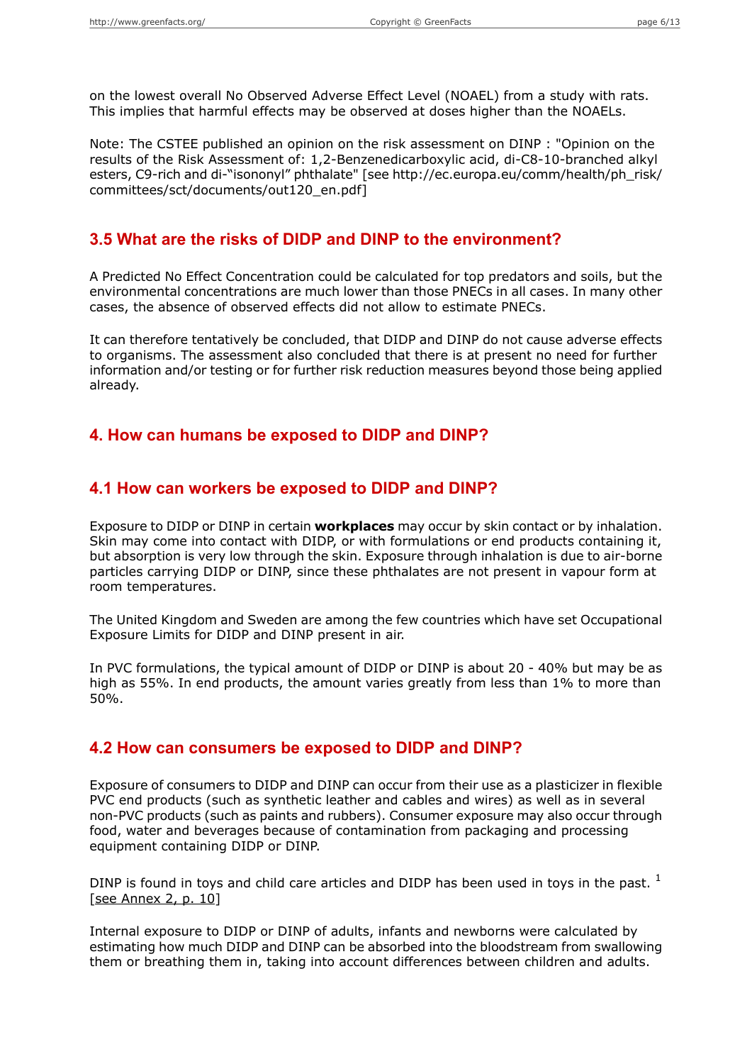on the lowest overall No Observed Adverse Effect Level (NOAEL) from a study with rats. This implies that harmful effects may be observed at doses higher than the NOAELs.

Note: The CSTEE published an opinion on the risk assessment on DINP : "Opinion on the results of the Risk Assessment of: 1,2-Benzenedicarboxylic acid, di-C8-10-branched alkyl esters, C9-rich and di-"isononyl" phthalate" [see http://ec.europa.eu/comm/health/ph_risk/committees/sct/documents/out120_en.pdf]

## 3.5 What are the risks of DIDP and DINP to the environment?

A Predicted No Effect Concentration could be calculated for top predators and soils, but the environmental concentrations are much lower than those PNECs in all cases. In many other cases, the absence of observed effects did not allow to estimate PNECs.

It can therefore tentatively be concluded, that DIDP and DINP do not cause adverse effects to organisms. The assessment also concluded that there is at present no need for further information and/or testing or for further risk reduction measures beyond those being applied already.

# 4. How can humans be exposed to DIDP and DINP?

## 4.1 How can workers be exposed to DIDP and DINP?

Exposure to DIDP or DINP in certain **workplaces** may occur by skin contact or by inhalation. Skin may come into contact with DIDP, or with formulations or end products containing it, but absorption is very low through the skin. Exposure through inhalation is due to air-borne particles carrying DIDP or DINP, since these phthalates are not present in vapour form at room temperatures.

The United Kingdom and Sweden are among the few countries which have set Occupational Exposure Limits for DIDP and DINP present in air.

In PVC formulations, the typical amount of DIDP or DINP is about 20 - 40% but may be as high as 55%. In end products, the amount varies greatly from less than 1% to more than 50%.

## 4.2 How can consumers be exposed to DIDP and DINP?

Exposure of consumers to DIDP and DINP can occur from their use as a plasticizer in flexible PVC end products (such as synthetic leather and cables and wires) as well as in several non-PVC products (such as paints and rubbers). Consumer exposure may also occur through food, water and beverages because of contamination from packaging and processing equipment containing DIDP or DINP.

DINP is found in toys and child care articles and DIDP has been used in toys in the past. [1] [see Annex 2, p. 10]

Internal exposure to DIDP or DINP of adults, infants and newborns were calculated by estimating how much DIDP and DINP can be absorbed into the bloodstream from swallowing them or breathing them in, taking into account differences between children and adults.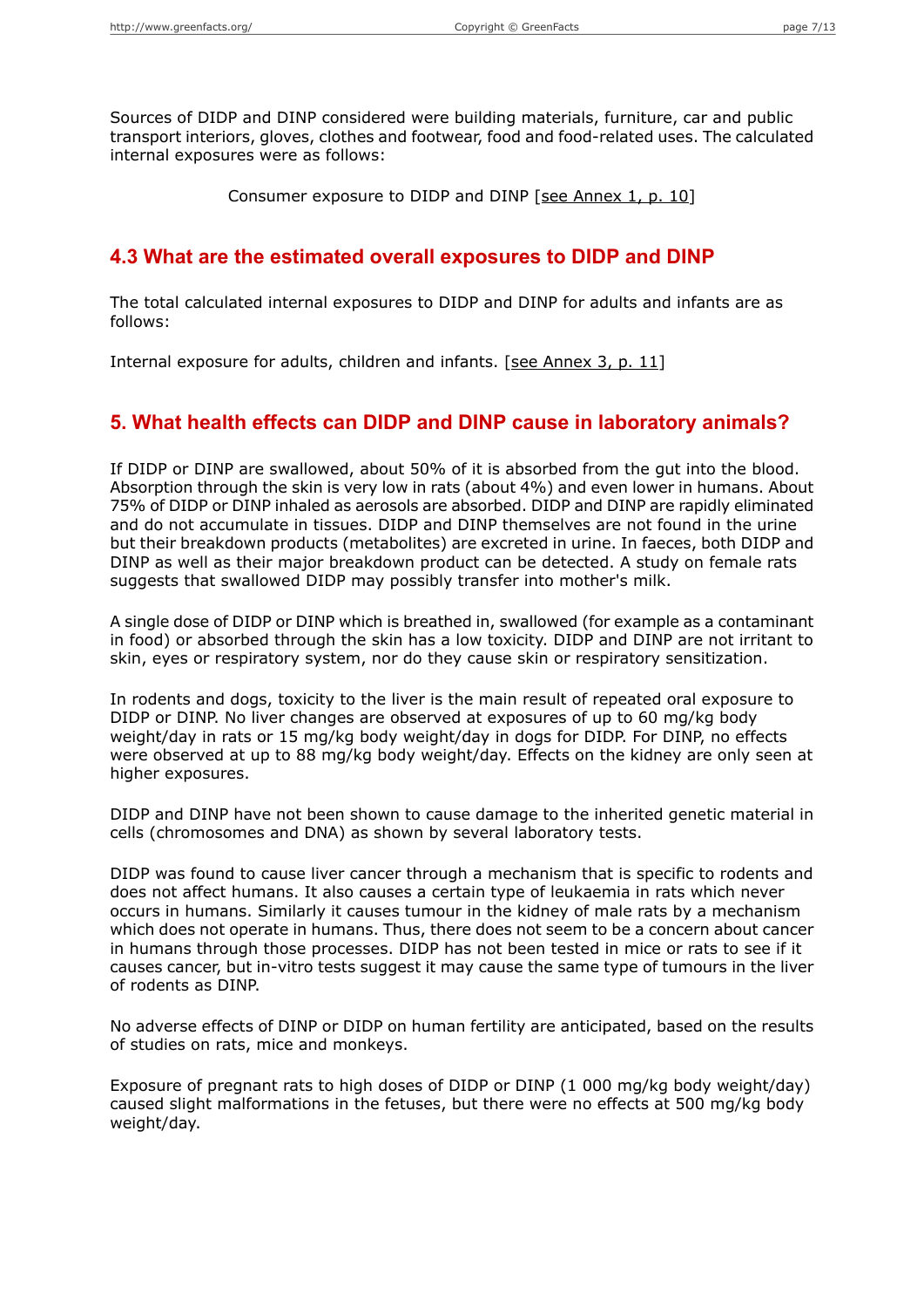Sources of DIDP and DINP considered were building materials, furniture, car and public transport interiors, gloves, clothes and footwear, food and food-related uses. The calculated internal exposures were as follows:

Consumer exposure to DIDP and DINP [see Annex 1, p. 10]

## 4.3 What are the estimated overall exposures to DIDP and DINP

The total calculated internal exposures to DIDP and DINP for adults and infants are as follows:

Internal exposure for adults, children and infants. [see Annex 3, p. 11]

## 5. What health effects can DIDP and DINP cause in laboratory animals?

If DIDP or DINP are swallowed, about 50% of it is absorbed from the gut into the blood. Absorption through the skin is very low in rats (about 4%) and even lower in humans. About 75% of DIDP or DINP inhaled as aerosols are absorbed. DIDP and DINP are rapidly eliminated and do not accumulate in tissues. DIDP and DINP themselves are not found in the urine but their breakdown products (metabolites) are excreted in urine. In faeces, both DIDP and DINP as well as their major breakdown product can be detected. A study on female rats suggests that swallowed DIDP may possibly transfer into mother's milk.

A single dose of DIDP or DINP which is breathed in, swallowed (for example as a contaminant in food) or absorbed through the skin has a low toxicity. DIDP and DINP are not irritant to skin, eyes or respiratory system, nor do they cause skin or respiratory sensitization.

In rodents and dogs, toxicity to the liver is the main result of repeated oral exposure to DIDP or DINP. No liver changes are observed at exposures of up to 60 mg/kg body weight/day in rats or 15 mg/kg body weight/day in dogs for DIDP. For DINP, no effects were observed at up to 88 mg/kg body weight/day. Effects on the kidney are only seen at higher exposures.

DIDP and DINP have not been shown to cause damage to the inherited genetic material in cells (chromosomes and DNA) as shown by several laboratory tests.

DIDP was found to cause liver cancer through a mechanism that is specific to rodents and does not affect humans. It also causes a certain type of leukaemia in rats which never occurs in humans. Similarly it causes tumour in the kidney of male rats by a mechanism which does not operate in humans. Thus, there does not seem to be a concern about cancer in humans through those processes. DIDP has not been tested in mice or rats to see if it causes cancer, but in-vitro tests suggest it may cause the same type of tumours in the liver of rodents as DINP.

No adverse effects of DINP or DIDP on human fertility are anticipated, based on the results of studies on rats, mice and monkeys.

Exposure of pregnant rats to high doses of DIDP or DINP (1 000 mg/kg body weight/day) caused slight malformations in the fetuses, but there were no effects at 500 mg/kg body weight/day.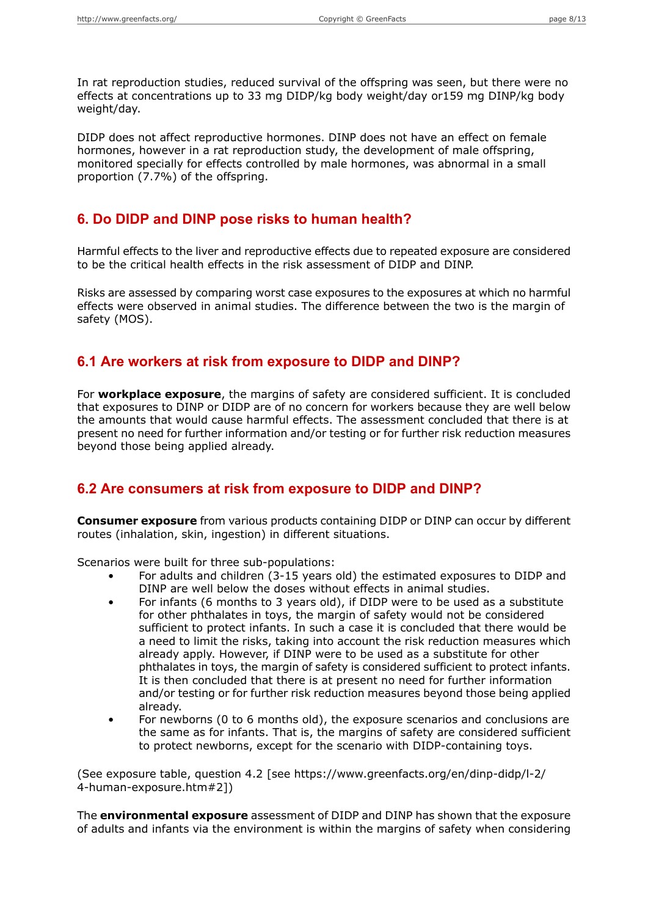In rat reproduction studies, reduced survival of the offspring was seen, but there were no effects at concentrations up to 33 mg DIDP/kg body weight/day or159 mg DINP/kg body weight/day.

DIDP does not affect reproductive hormones. DINP does not have an effect on female hormones, however in a rat reproduction study, the development of male offspring, monitored specially for effects controlled by male hormones, was abnormal in a small proportion (7.7%) of the offspring.

## 6. Do DIDP and DINP pose risks to human health?

Harmful effects to the liver and reproductive effects due to repeated exposure are considered to be the critical health effects in the risk assessment of DIDP and DINP.

Risks are assessed by comparing worst case exposures to the exposures at which no harmful effects were observed in animal studies. The difference between the two is the margin of safety (MOS).

## 6.1 Are workers at risk from exposure to DIDP and DINP?

For **workplace exposure**, the margins of safety are considered sufficient. It is concluded that exposures to DINP or DIDP are of no concern for workers because they are well below the amounts that would cause harmful effects. The assessment concluded that there is at present no need for further information and/or testing or for further risk reduction measures beyond those being applied already.

## 6.2 Are consumers at risk from exposure to DIDP and DINP?

**Consumer exposure** from various products containing DIDP or DINP can occur by different routes (inhalation, skin, ingestion) in different situations.

Scenarios were built for three sub-populations:

- For adults and children (3-15 years old) the estimated exposures to DIDP and DINP are well below the doses without effects in animal studies.
- For infants (6 months to 3 years old), if DIDP were to be used as a substitute for other phthalates in toys, the margin of safety would not be considered sufficient to protect infants. In such a case it is concluded that there would be a need to limit the risks, taking into account the risk reduction measures which already apply. However, if DINP were to be used as a substitute for other phthalates in toys, the margin of safety is considered sufficient to protect infants. It is then concluded that there is at present no need for further information and/or testing or for further risk reduction measures beyond those being applied already.
- For newborns (0 to 6 months old), the exposure scenarios and conclusions are the same as for infants. That is, the margins of safety are considered sufficient to protect newborns, except for the scenario with DIDP-containing toys.

(See exposure table, question 4.2 [see https://www.greenfacts.org/en/dinp-didp/l-2/4-human-exposure.htm#2])

The **environmental exposure** assessment of DIDP and DINP has shown that the exposure of adults and infants via the environment is within the margins of safety when considering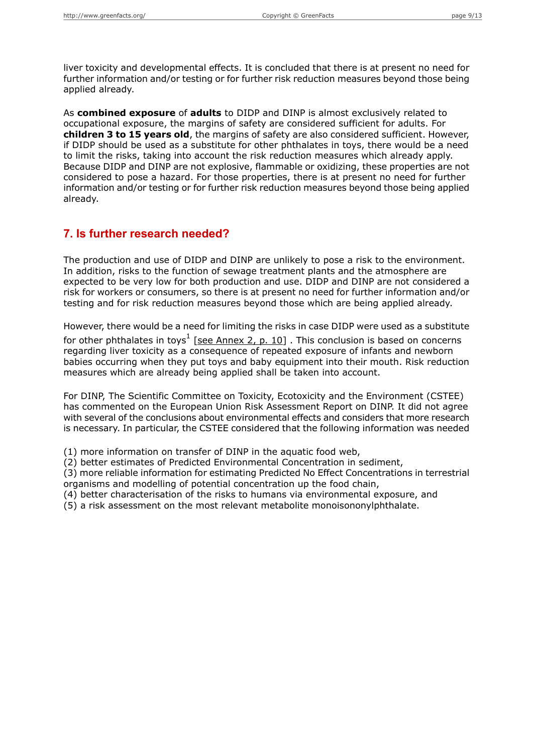liver toxicity and developmental effects. It is concluded that there is at present no need for further information and/or testing or for further risk reduction measures beyond those being applied already.

As **combined exposure** of **adults** to DIDP and DINP is almost exclusively related to occupational exposure, the margins of safety are considered sufficient for adults. For **children 3 to 15 years old**, the margins of safety are also considered sufficient. However, if DIDP should be used as a substitute for other phthalates in toys, there would be a need to limit the risks, taking into account the risk reduction measures which already apply. Because DIDP and DINP are not explosive, flammable or oxidizing, these properties are not considered to pose a hazard. For those properties, there is at present no need for further information and/or testing or for further risk reduction measures beyond those being applied already.

## 7. Is further research needed?

The production and use of DIDP and DINP are unlikely to pose a risk to the environment. In addition, risks to the function of sewage treatment plants and the atmosphere are expected to be very low for both production and use. DIDP and DINP are not considered a risk for workers or consumers, so there is at present no need for further information and/or testing and for risk reduction measures beyond those which are being applied already.

However, there would be a need for limiting the risks in case DIDP were used as a substitute for other phthalates in toys[1] [see Annex 2, p. 10] . This conclusion is based on concerns regarding liver toxicity as a consequence of repeated exposure of infants and newborn babies occurring when they put toys and baby equipment into their mouth. Risk reduction measures which are already being applied shall be taken into account.

For DINP, The Scientific Committee on Toxicity, Ecotoxicity and the Environment (CSTEE) has commented on the European Union Risk Assessment Report on DINP. It did not agree with several of the conclusions about environmental effects and considers that more research is necessary. In particular, the CSTEE considered that the following information was needed

(1) more information on transfer of DINP in the aquatic food web,
(2) better estimates of Predicted Environmental Concentration in sediment,
(3) more reliable information for estimating Predicted No Effect Concentrations in terrestrial organisms and modelling of potential concentration up the food chain,
(4) better characterisation of the risks to humans via environmental exposure, and
(5) a risk assessment on the most relevant metabolite monoisononylphthalate.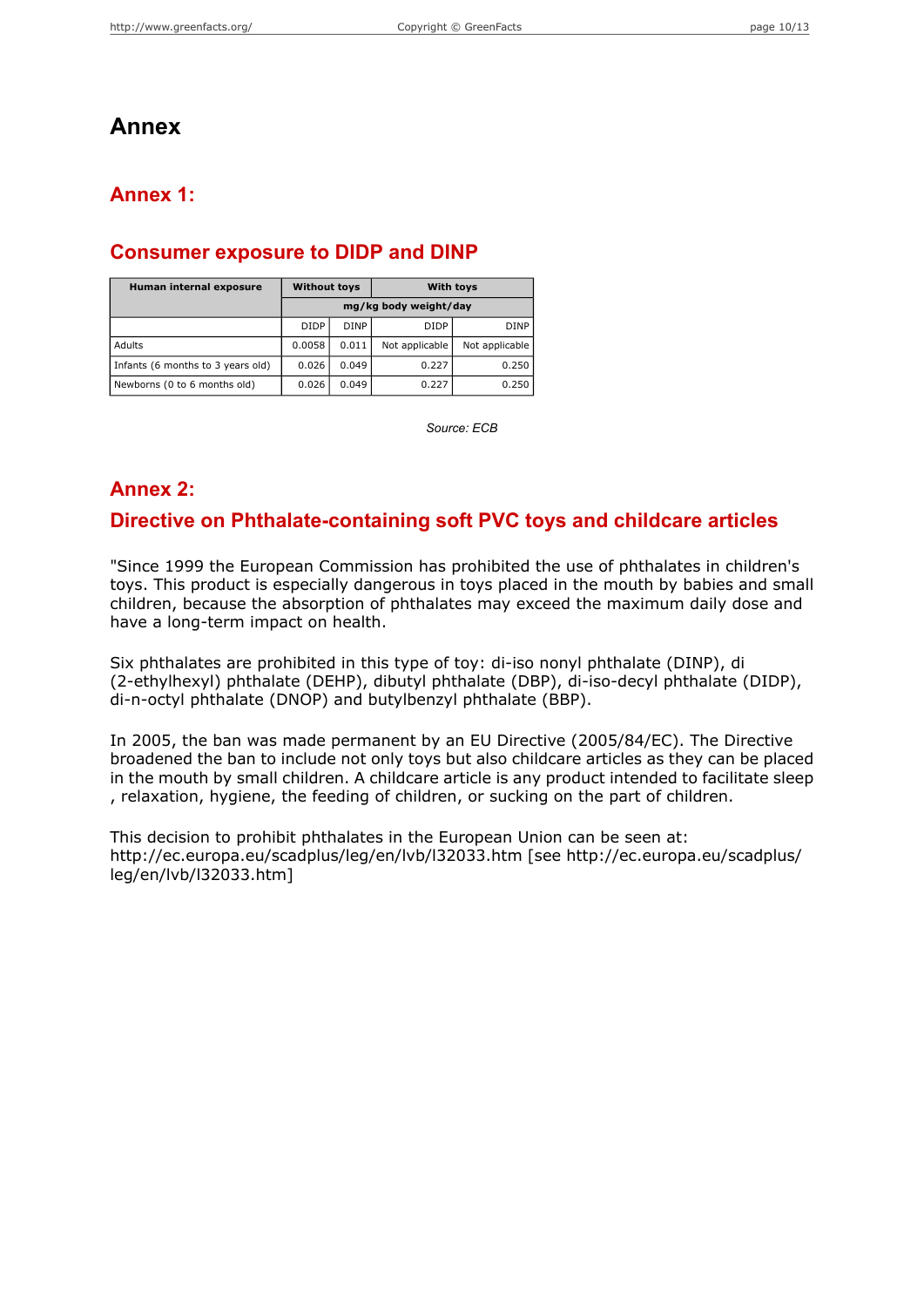# Annex

## Annex 1:

## Consumer exposure to DIDP and DINP

| Human internal exposure | Without toys | | With toys | |
|---|---|---|---|---|
| | mg/kg body weight/day | | | |
| | DIDP | DINP | DIDP | DINP |
| Adults | 0.0058 | 0.011 | Not applicable | Not applicable |
| Infants (6 months to 3 years old) | 0.026 | 0.049 | 0.227 | 0.250 |
| Newborns (0 to 6 months old) | 0.026 | 0.049 | 0.227 | 0.250 |

*Source: ECB*

## Annex 2:

## Directive on Phthalate-containing soft PVC toys and childcare articles

"Since 1999 the European Commission has prohibited the use of phthalates in children's toys. This product is especially dangerous in toys placed in the mouth by babies and small children, because the absorption of phthalates may exceed the maximum daily dose and have a long-term impact on health.

Six phthalates are prohibited in this type of toy: di-iso nonyl phthalate (DINP), di (2-ethylhexyl) phthalate (DEHP), dibutyl phthalate (DBP), di-iso-decyl phthalate (DIDP), di-n-octyl phthalate (DNOP) and butylbenzyl phthalate (BBP).

In 2005, the ban was made permanent by an EU Directive (2005/84/EC). The Directive broadened the ban to include not only toys but also childcare articles as they can be placed in the mouth by small children. A childcare article is any product intended to facilitate sleep , relaxation, hygiene, the feeding of children, or sucking on the part of children.

This decision to prohibit phthalates in the European Union can be seen at: http://ec.europa.eu/scadplus/leg/en/lvb/l32033.htm [see http://ec.europa.eu/scadplus/leg/en/lvb/l32033.htm]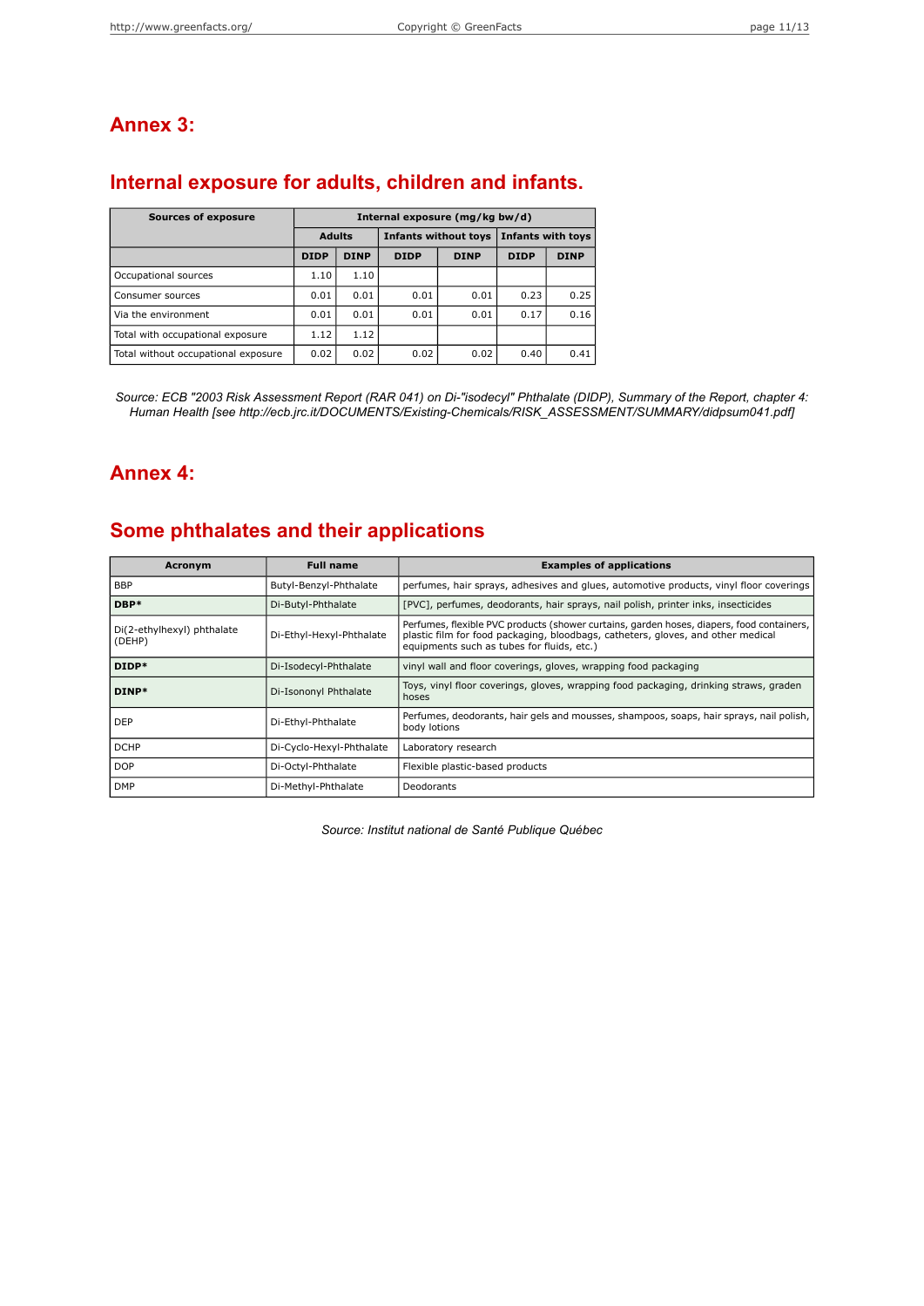## Annex 3:

## Internal exposure for adults, children and infants.

| Sources of exposure | Internal exposure (mg/kg bw/d) | | | | | |
|---|---|---|---|---|---|---|
| | Adults | | Infants without toys | | Infants with toys | |
| | DIDP | DINP | DIDP | DINP | DIDP | DINP |
| Occupational sources | 1.10 | 1.10 | | | | |
| Consumer sources | 0.01 | 0.01 | 0.01 | 0.01 | 0.23 | 0.25 |
| Via the environment | 0.01 | 0.01 | 0.01 | 0.01 | 0.17 | 0.16 |
| Total with occupational exposure | 1.12 | 1.12 | | | | |
| Total without occupational exposure | 0.02 | 0.02 | 0.02 | 0.02 | 0.40 | 0.41 |

*Source: ECB "2003 Risk Assessment Report (RAR 041) on Di-"isodecyl" Phthalate (DIDP), Summary of the Report, chapter 4: Human Health [see http://ecb.jrc.it/DOCUMENTS/Existing-Chemicals/RISK_ASSESSMENT/SUMMARY/didpsum041.pdf]*

## Annex 4:

## Some phthalates and their applications

| Acronym | Full name | Examples of applications |
|---|---|---|
| BBP | Butyl-Benzyl-Phthalate | perfumes, hair sprays, adhesives and glues, automotive products, vinyl floor coverings |
| **DBP*** | Di-Butyl-Phthalate | [PVC], perfumes, deodorants, hair sprays, nail polish, printer inks, insecticides |
| Di(2-ethylhexyl) phthalate (DEHP) | Di-Ethyl-Hexyl-Phthalate | Perfumes, flexible PVC products (shower curtains, garden hoses, diapers, food containers, plastic film for food packaging, bloodbags, catheters, gloves, and other medical equipments such as tubes for fluids, etc.) |
| **DIDP*** | Di-Isodecyl-Phthalate | vinyl wall and floor coverings, gloves, wrapping food packaging |
| **DINP*** | Di-Isononyl Phthalate | Toys, vinyl floor coverings, gloves, wrapping food packaging, drinking straws, graden hoses |
| DEP | Di-Ethyl-Phthalate | Perfumes, deodorants, hair gels and mousses, shampoos, soaps, hair sprays, nail polish, body lotions |
| DCHP | Di-Cyclo-Hexyl-Phthalate | Laboratory research |
| DOP | Di-Octyl-Phthalate | Flexible plastic-based products |
| DMP | Di-Methyl-Phthalate | Deodorants |

*Source: Institut national de Santé Publique Québec*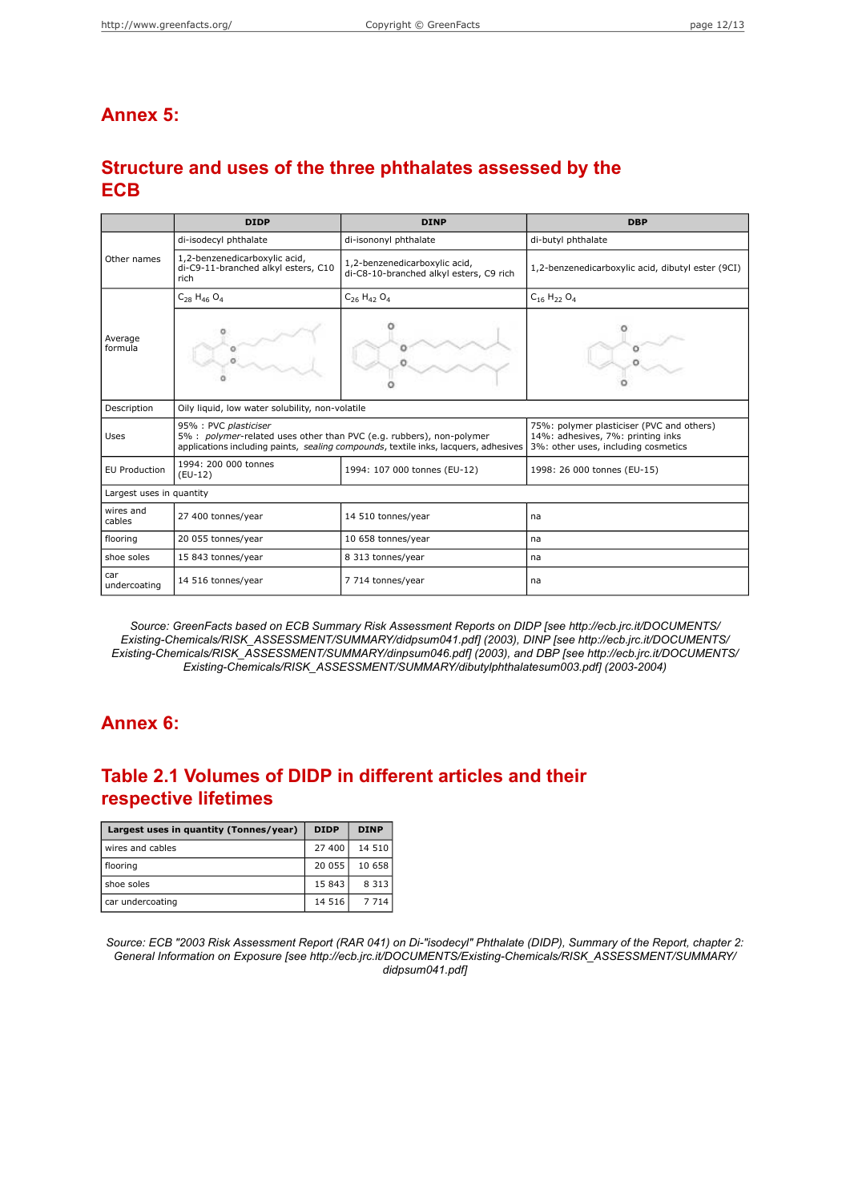# Annex 5:

## Structure and uses of the three phthalates assessed by the ECB

| | DIDP | DINP | DBP |
|---|---|---|---|
| Other names | di-isodecyl phthalate | di-isononyl phthalate | di-butyl phthalate |
| | 1,2-benzenedicarboxylic acid, di-C9-11-branched alkyl esters, C10 rich | 1,2-benzenedicarboxylic acid, di-C8-10-branched alkyl esters, C9 rich | 1,2-benzenedicarboxylic acid, dibutyl ester (9CI) |
| Average formula | $C_{28}H_{46}O_4$ | $C_{26}H_{42}O_4$ | $C_{16}H_{22}O_4$ |
| Description | Oily liquid, low water solubility, non-volatile | | |
| Uses | 95% : PVC *plasticiser*<br>5% : *polymer*-related uses other than PVC (e.g. rubbers), non-polymer applications including paints, *sealing compounds*, textile inks, lacquers, adhesives | | 75%: polymer plasticiser (PVC and others)<br>14%: adhesives, 7%: printing inks<br>3%: other uses, including cosmetics |
| EU Production | 1994: 200 000 tonnes (EU-12) | 1994: 107 000 tonnes (EU-12) | 1998: 26 000 tonnes (EU-15) |
| Largest uses in quantity | | | |
| wires and cables | 27 400 tonnes/year | 14 510 tonnes/year | na |
| flooring | 20 055 tonnes/year | 10 658 tonnes/year | na |
| shoe soles | 15 843 tonnes/year | 8 313 tonnes/year | na |
| car undercoating | 14 516 tonnes/year | 7 714 tonnes/year | na |

*Source: GreenFacts based on ECB Summary Risk Assessment Reports on DIDP [see http://ecb.jrc.it/DOCUMENTS/Existing-Chemicals/RISK_ASSESSMENT/SUMMARY/didpsum041.pdf] (2003), DINP [see http://ecb.jrc.it/DOCUMENTS/Existing-Chemicals/RISK_ASSESSMENT/SUMMARY/dinpsum046.pdf] (2003), and DBP [see http://ecb.jrc.it/DOCUMENTS/Existing-Chemicals/RISK_ASSESSMENT/SUMMARY/dibutylphthalatesum003.pdf] (2003-2004)*

# Annex 6:

## Table 2.1 Volumes of DIDP in different articles and their respective lifetimes

| Largest uses in quantity (Tonnes/year) | DIDP | DINP |
|---|---|---|
| wires and cables | 27 400 | 14 510 |
| flooring | 20 055 | 10 658 |
| shoe soles | 15 843 | 8 313 |
| car undercoating | 14 516 | 7 714 |

*Source: ECB "2003 Risk Assessment Report (RAR 041) on Di-"isodecyl" Phthalate (DIDP), Summary of the Report, chapter 2: General Information on Exposure [see http://ecb.jrc.it/DOCUMENTS/Existing-Chemicals/RISK_ASSESSMENT/SUMMARY/didpsum041.pdf]*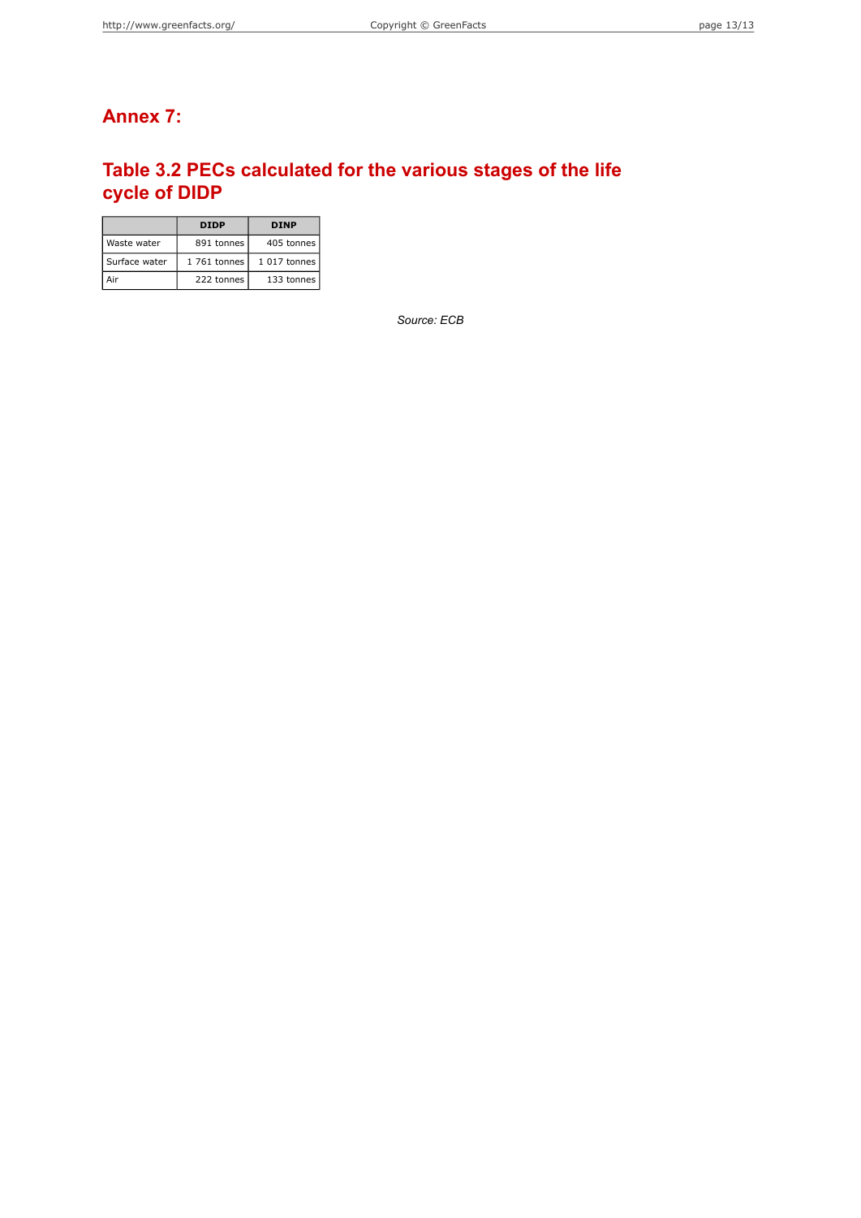## Annex 7:

## Table 3.2 PECs calculated for the various stages of the life cycle of DIDP

| | DIDP | DINP |
|---|---|---|
| Waste water | 891 tonnes | 405 tonnes |
| Surface water | 1 761 tonnes | 1 017 tonnes |
| Air | 222 tonnes | 133 tonnes |

*Source: ECB*